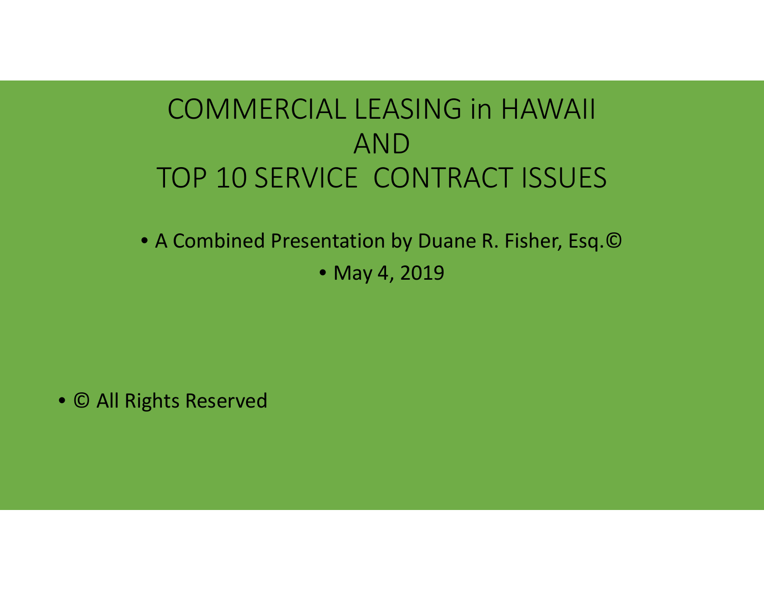# COMMERCIAL LEASING in HAWAII AND TOP 10 SERVICE CONTRACT ISSUES

- A Combined Presentation by Duane R. Fisher, Esq.©
- May 4, 2019

- © All Rights Reserved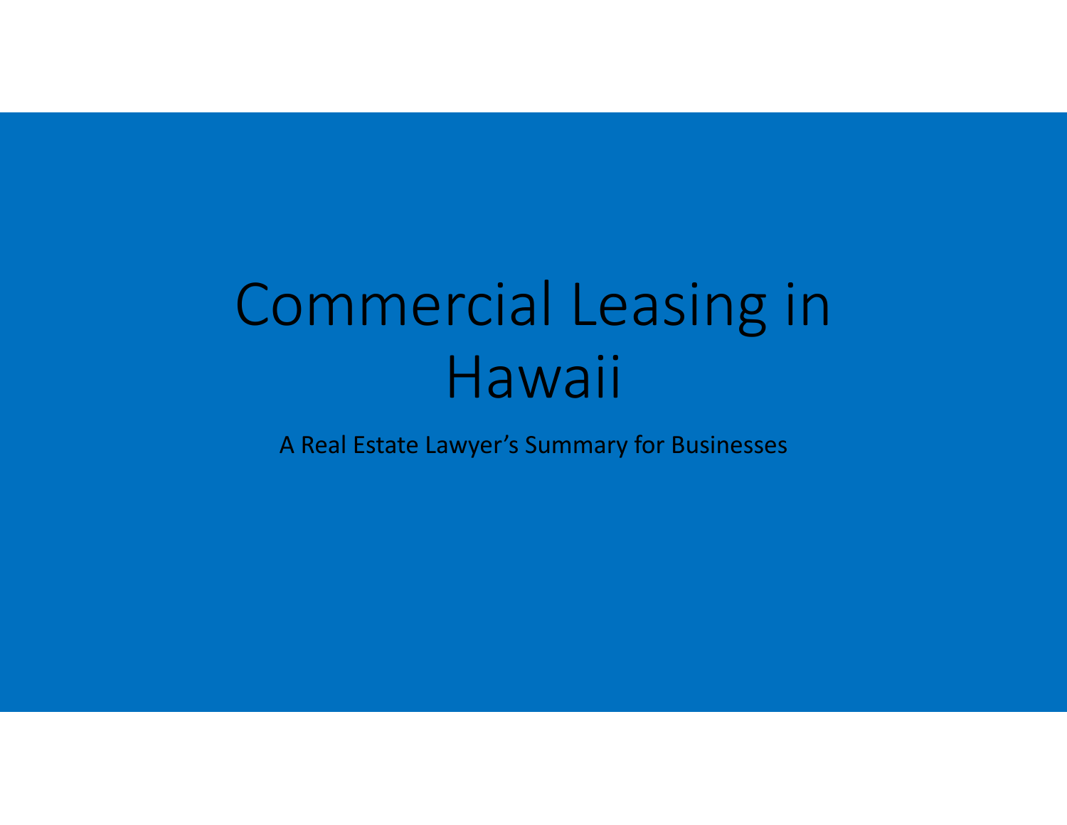# Commercial Leasing in Hawaii

A Real Estate Lawyer's Summary for Businesses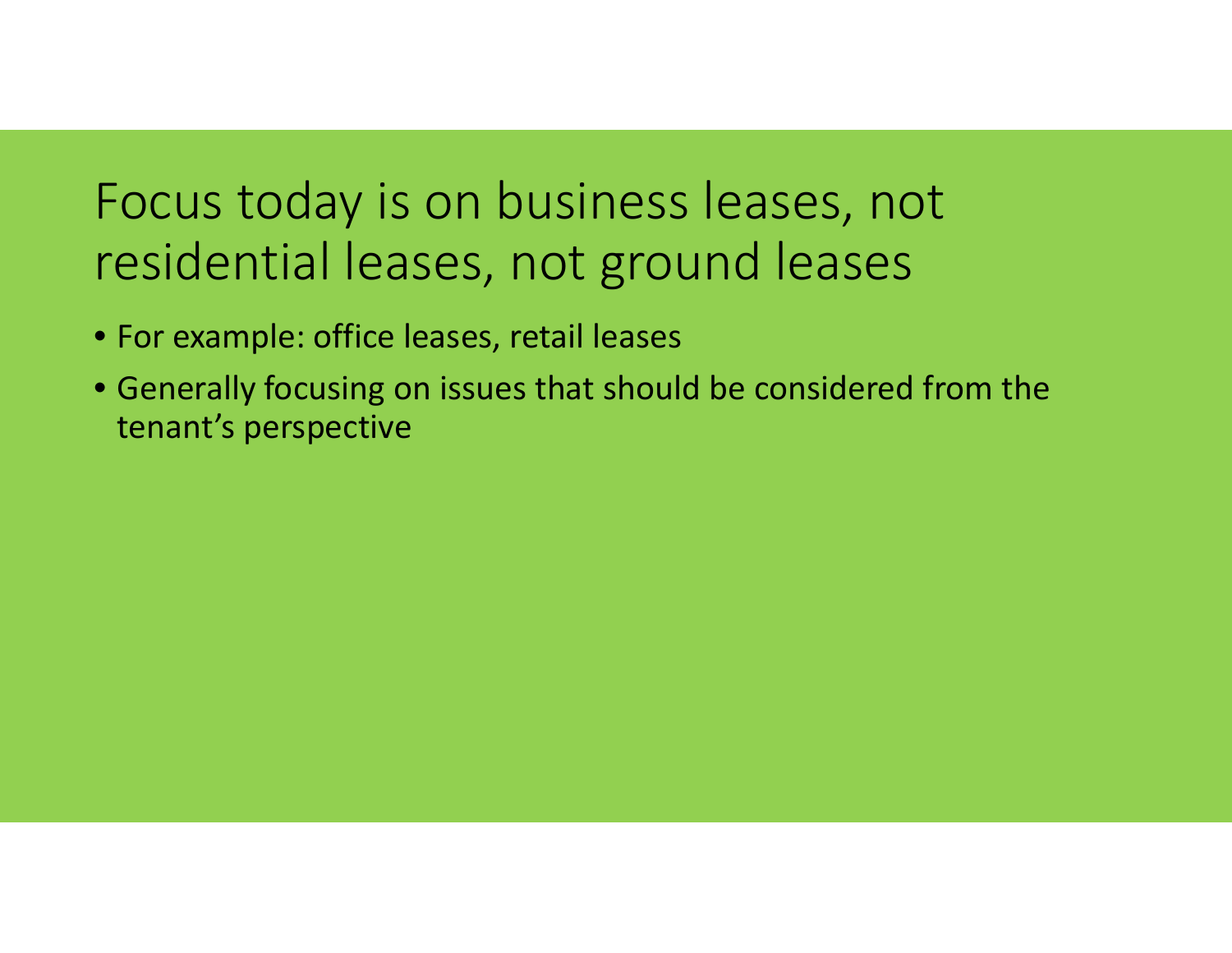# Focus today is on business leases, not residential leases, not ground leases

- For example: office leases, retail leases
- Generally focusing on issues that should be considered from the tenant's perspective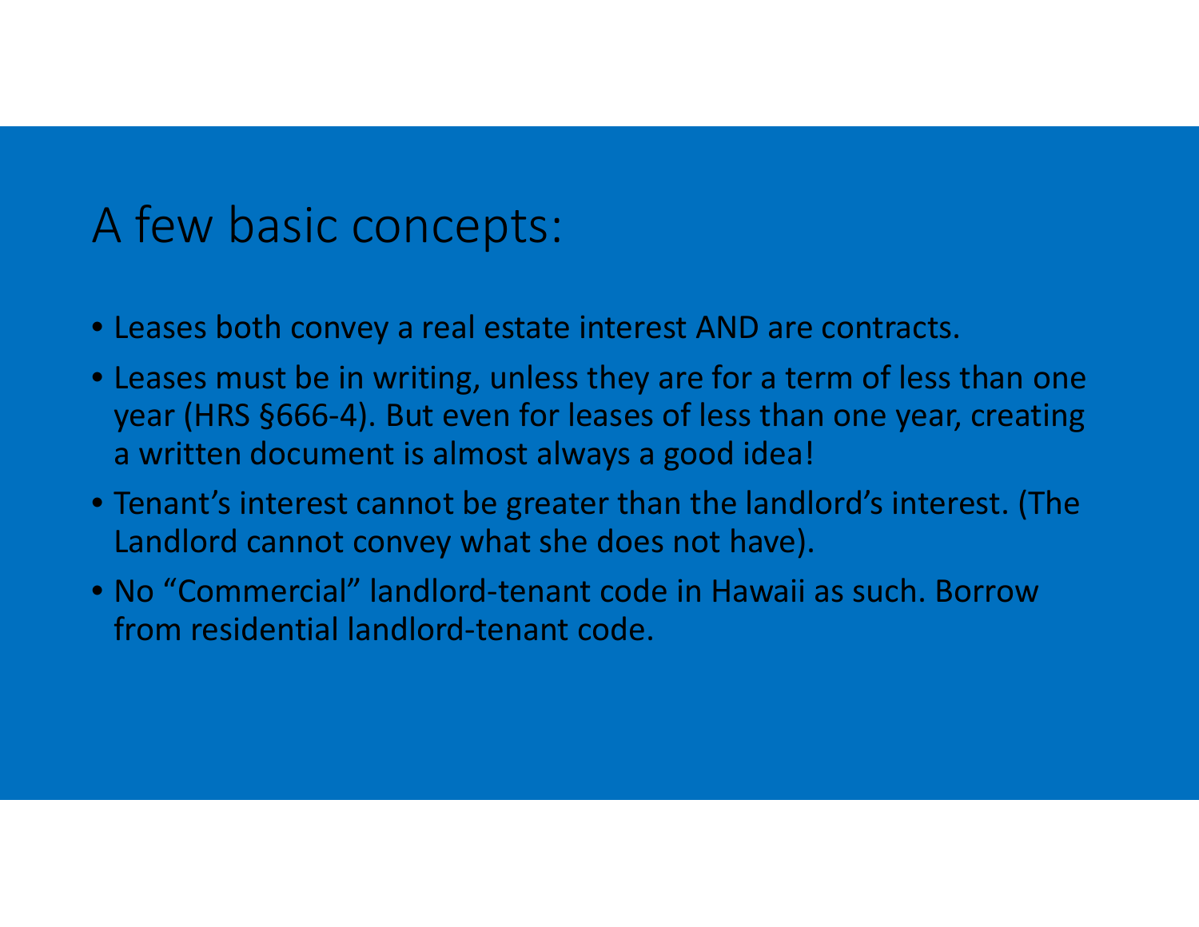# A few basic concepts:

- Leases both convey a real estate interest AND are contracts.
- Leases must be in writing, unless they are for a term of less than one year (HRS §666-4). But even for leases of less than one year, creating a written document is almost always a good idea!
- Tenant's interest cannot be greater than the landlord's interest. (The Landlord cannot convey what she does not have).
- No "Commercial" landlord-tenant code in Hawaii as such. Borrow from residential landlord-tenant code.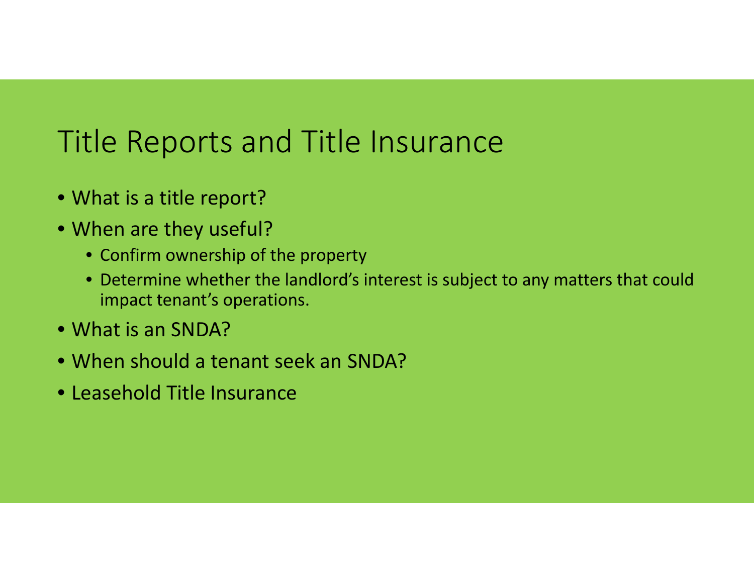# Title Reports and Title Insurance

- What is a title report?
- When are they useful?
  - Confirm ownership of the property
  - Determine whether the landlord's interest is subject to any matters that could impact tenant's operations.
- What is an SNDA?
- When should a tenant seek an SNDA?
- Leasehold Title Insurance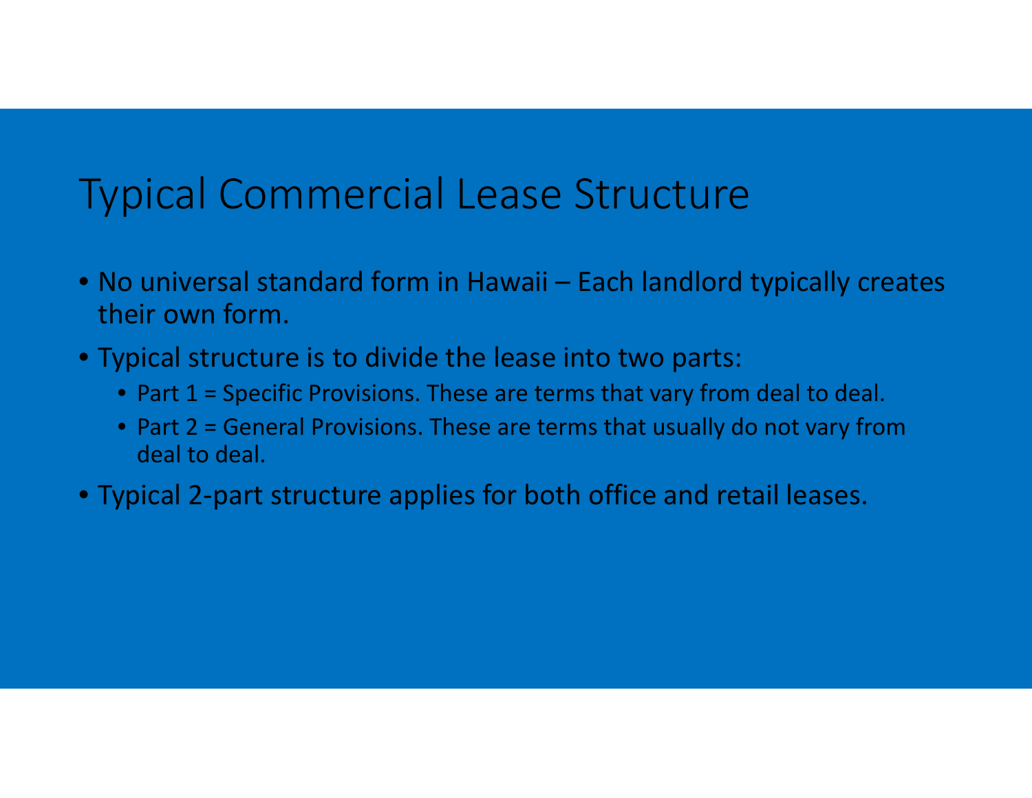# Typical Commercial Lease Structure

- No universal standard form in Hawaii – Each landlord typically creates their own form.
- Typical structure is to divide the lease into two parts:
  - Part 1 = Specific Provisions. These are terms that vary from deal to deal.
  - Part 2 = General Provisions. These are terms that usually do not vary from deal to deal.
- Typical 2-part structure applies for both office and retail leases.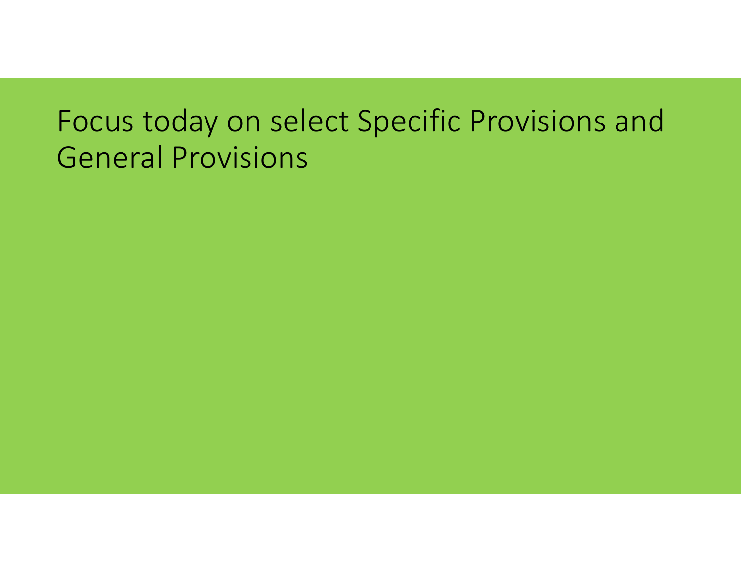# Focus today on select Specific Provisions and General Provisions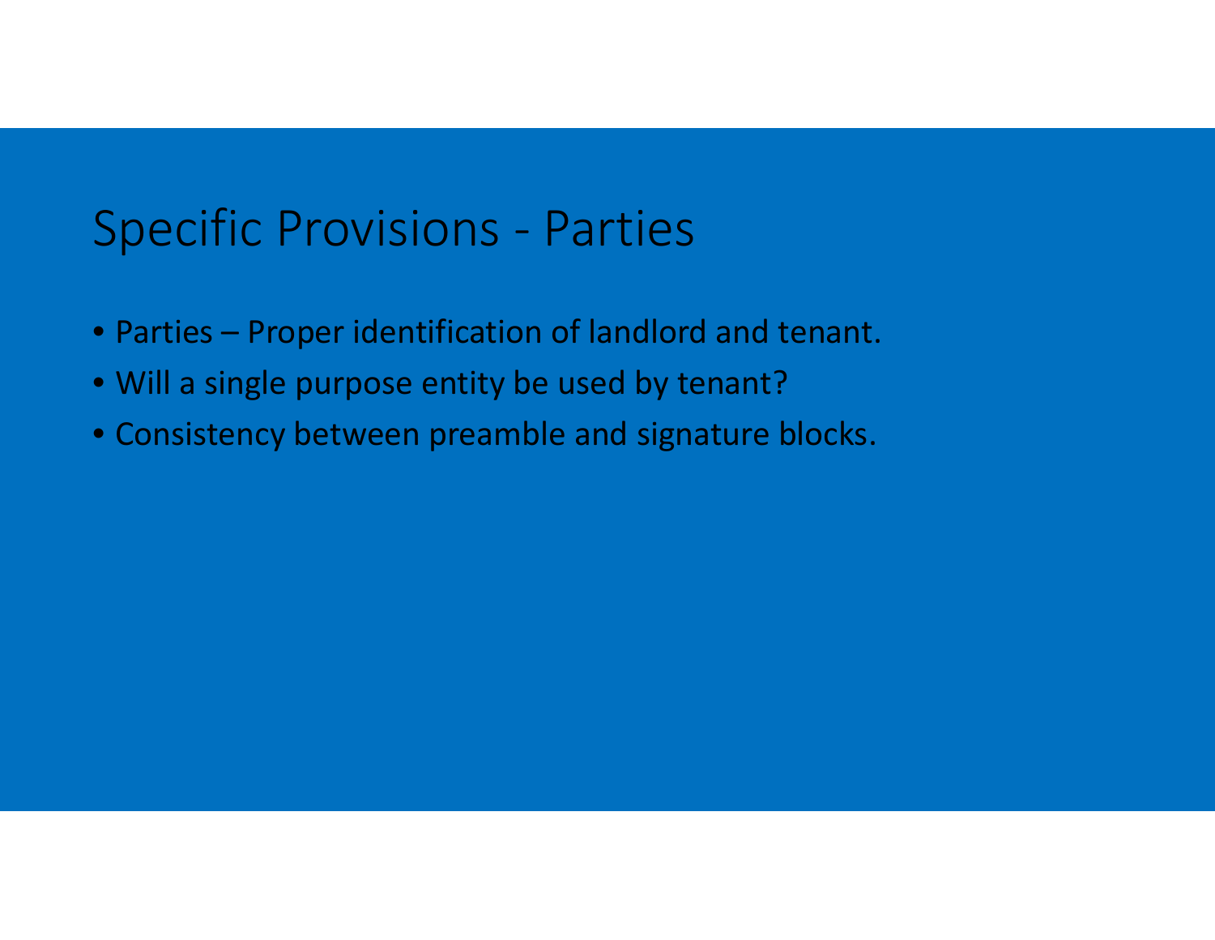# Specific Provisions - Parties

- Parties – Proper identification of landlord and tenant.
- Will a single purpose entity be used by tenant?
- Consistency between preamble and signature blocks.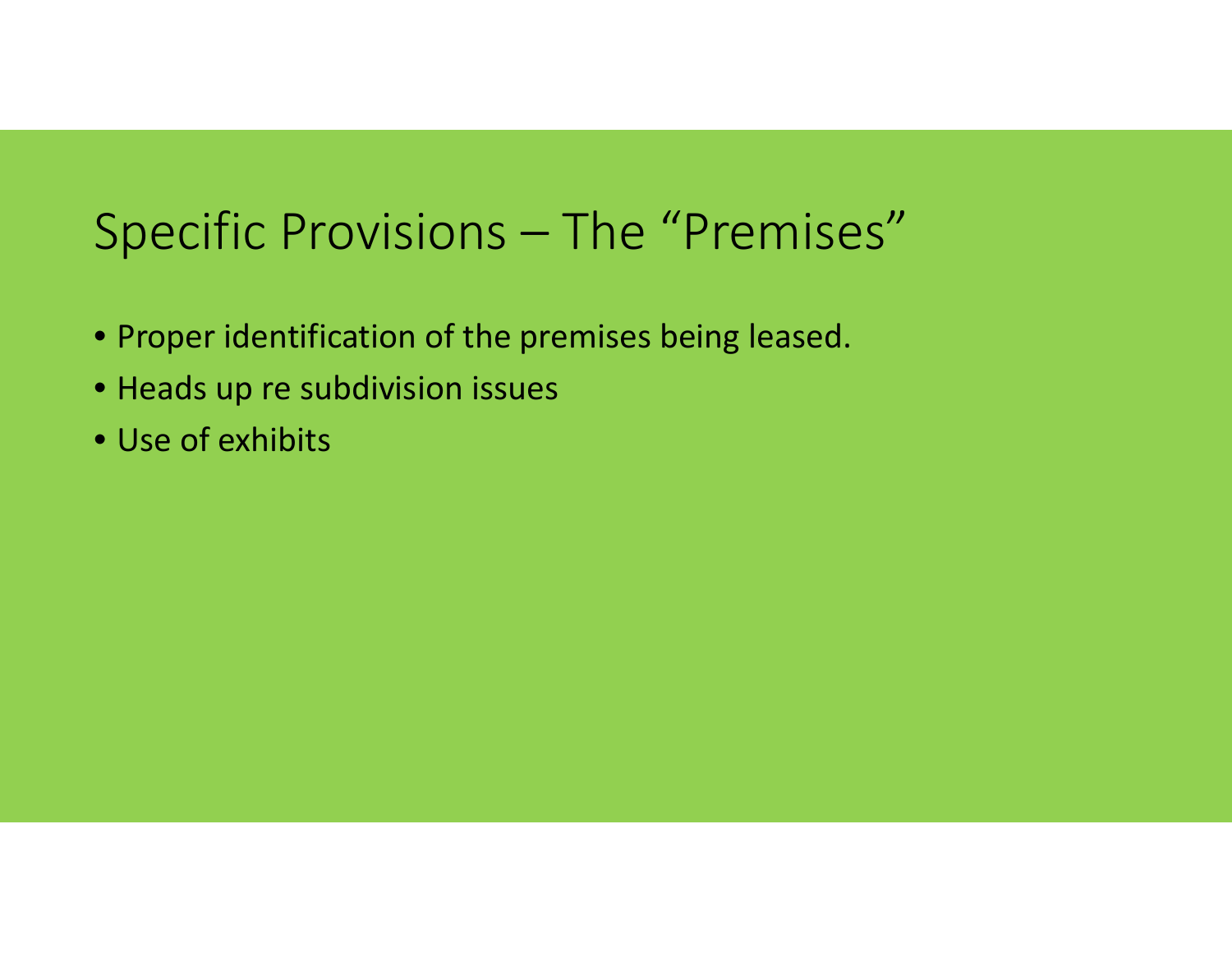# Specific Provisions – The "Premises"

- Proper identification of the premises being leased.
- Heads up re subdivision issues
- Use of exhibits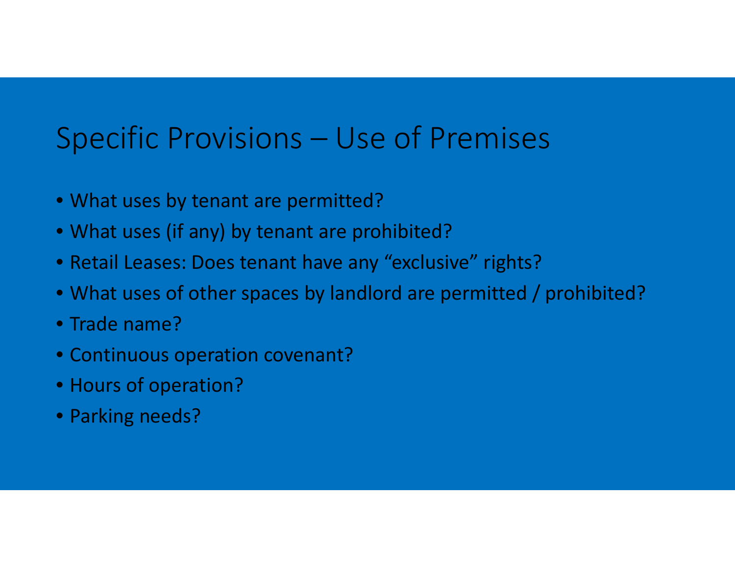# Specific Provisions – Use of Premises

- What uses by tenant are permitted?
- What uses (if any) by tenant are prohibited?
- Retail Leases: Does tenant have any "exclusive" rights?
- What uses of other spaces by landlord are permitted / prohibited?
- Trade name?
- Continuous operation covenant?
- Hours of operation?
- Parking needs?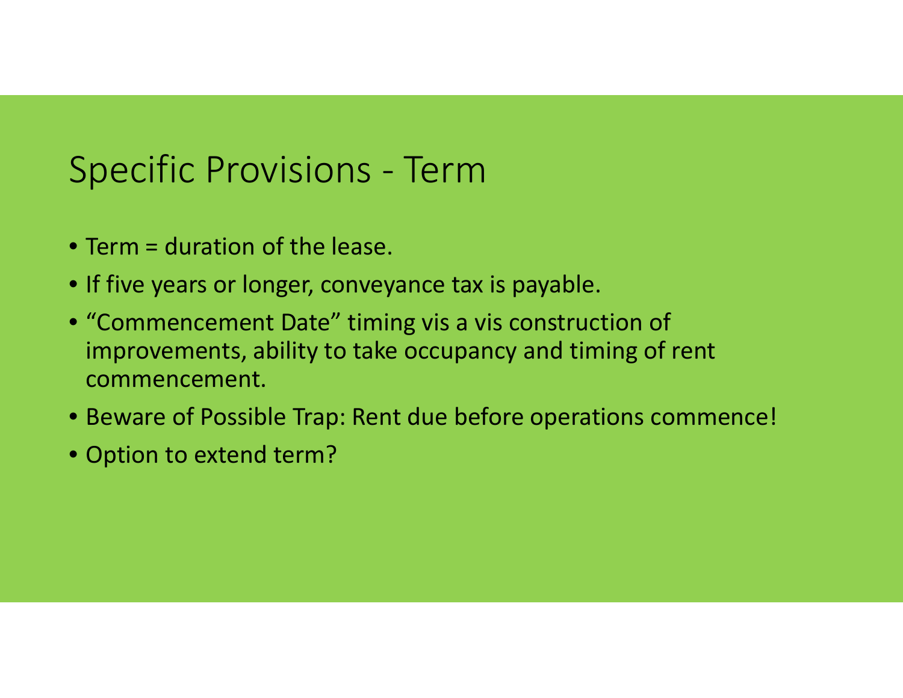# Specific Provisions - Term

- Term = duration of the lease.
- If five years or longer, conveyance tax is payable.
- "Commencement Date" timing vis a vis construction of improvements, ability to take occupancy and timing of rent commencement.
- Beware of Possible Trap: Rent due before operations commence!
- Option to extend term?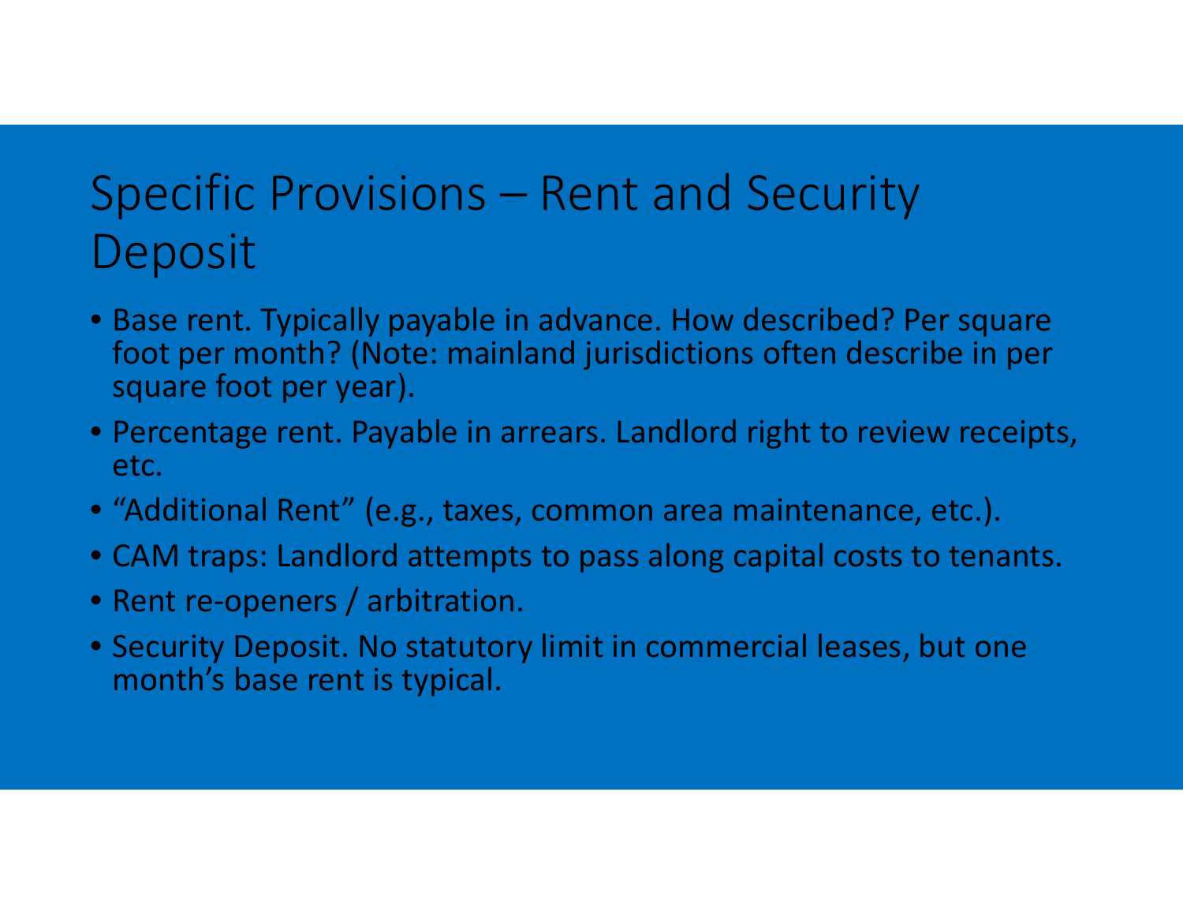# Specific Provisions – Rent and Security Deposit

- Base rent. Typically payable in advance. How described? Per square foot per month? (Note: mainland jurisdictions often describe in per square foot per year).
- Percentage rent. Payable in arrears. Landlord right to review receipts, etc.
- "Additional Rent" (e.g., taxes, common area maintenance, etc.).
- CAM traps: Landlord attempts to pass along capital costs to tenants.
- Rent re-openers / arbitration.
- Security Deposit. No statutory limit in commercial leases, but one month's base rent is typical.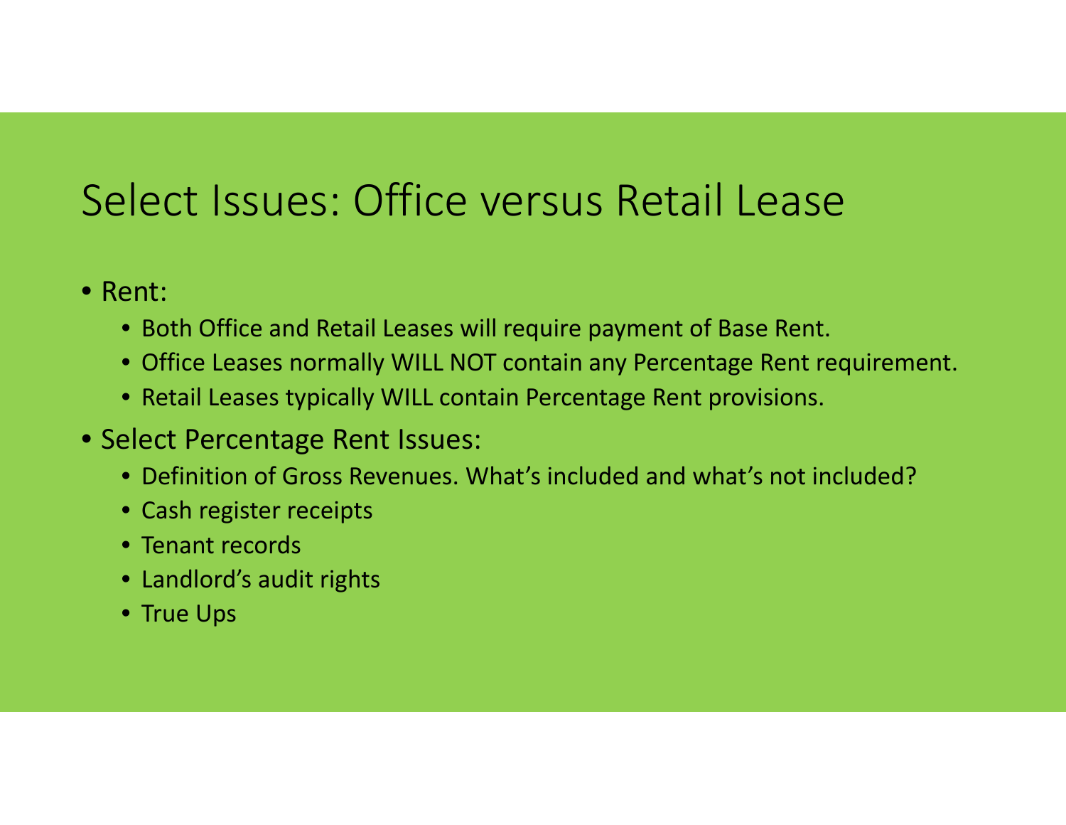# Select Issues: Office versus Retail Lease

- Rent:
  - Both Office and Retail Leases will require payment of Base Rent.
  - Office Leases normally WILL NOT contain any Percentage Rent requirement.
  - Retail Leases typically WILL contain Percentage Rent provisions.
- Select Percentage Rent Issues:
  - Definition of Gross Revenues. What's included and what's not included?
  - Cash register receipts
  - Tenant records
  - Landlord's audit rights
  - True Ups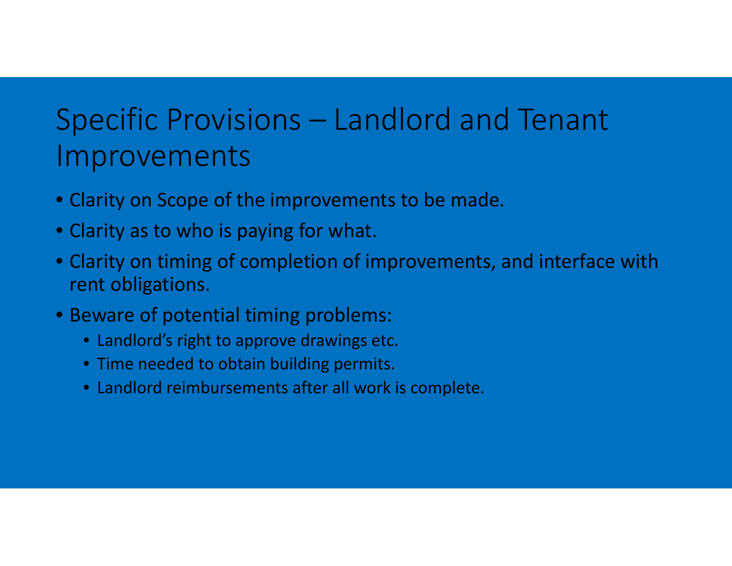# Specific Provisions – Landlord and Tenant Improvements

- Clarity on Scope of the improvements to be made.
- Clarity as to who is paying for what.
- Clarity on timing of completion of improvements, and interface with rent obligations.
- Beware of potential timing problems:
  - Landlord's right to approve drawings etc.
  - Time needed to obtain building permits.
  - Landlord reimbursements after all work is complete.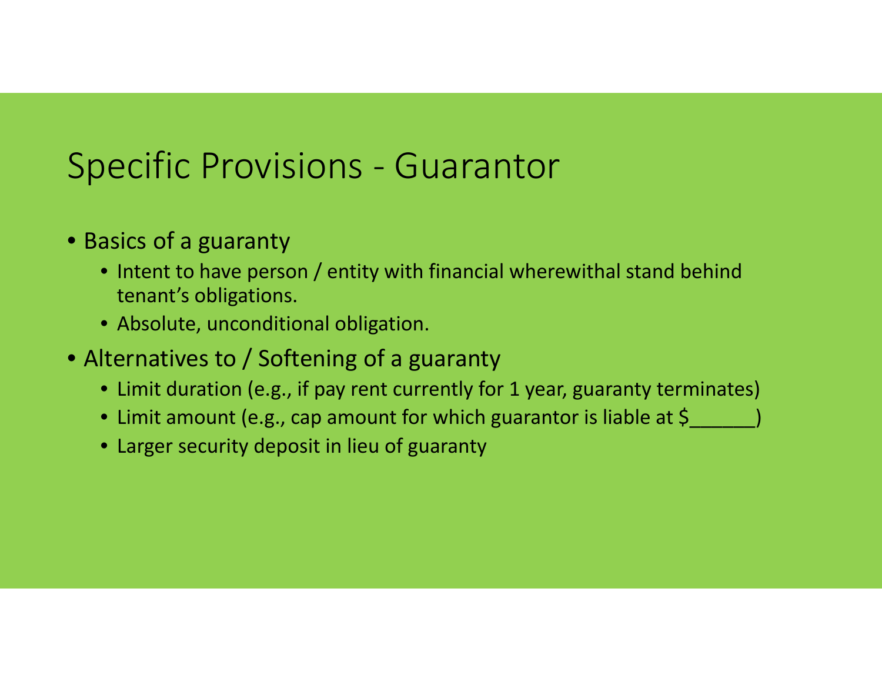# Specific Provisions - Guarantor

- Basics of a guaranty
  - Intent to have person / entity with financial wherewithal stand behind tenant's obligations.
  - Absolute, unconditional obligation.
- Alternatives to / Softening of a guaranty
  - Limit duration (e.g., if pay rent currently for 1 year, guaranty terminates)
  - Limit amount (e.g., cap amount for which guarantor is liable at $______)
  - Larger security deposit in lieu of guaranty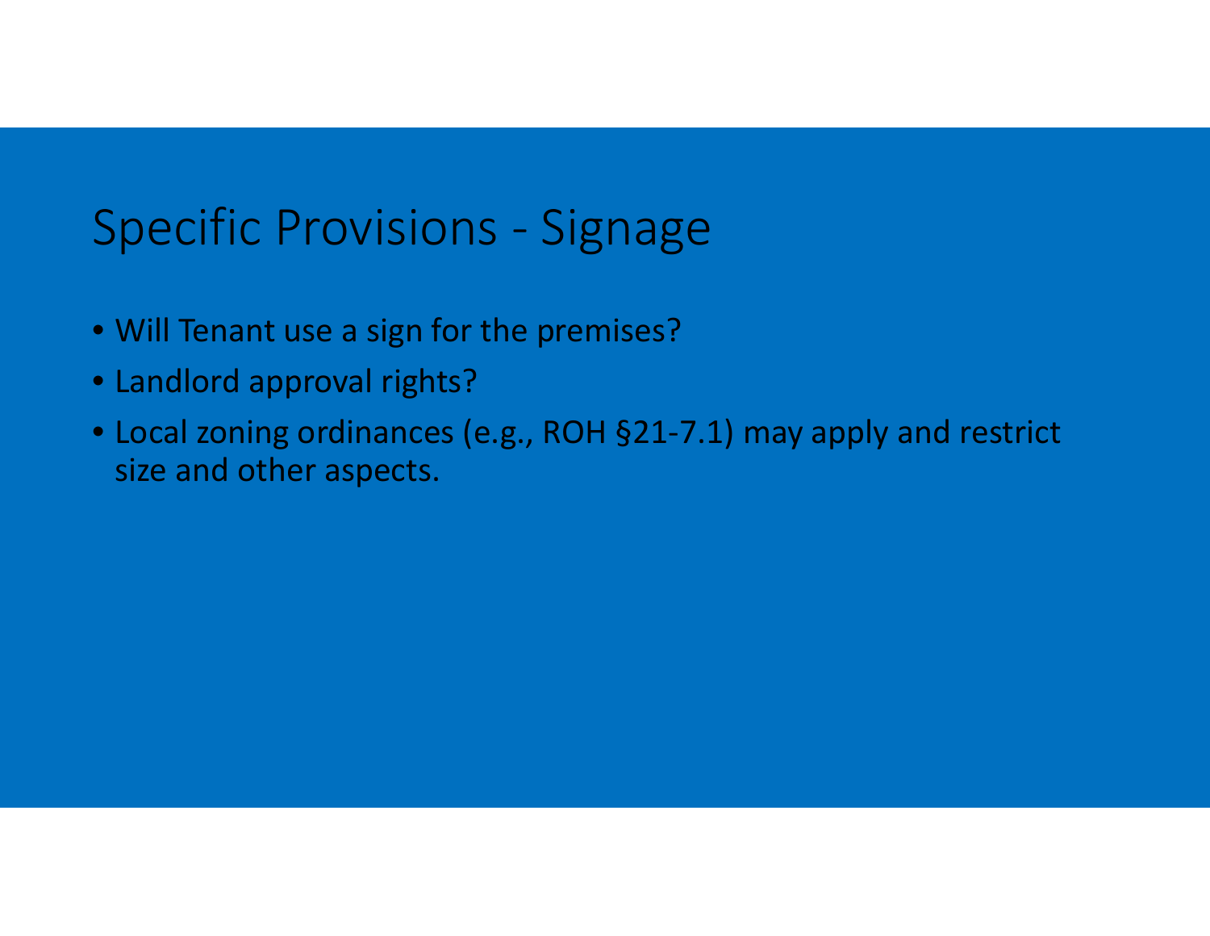# Specific Provisions - Signage

- Will Tenant use a sign for the premises?
- Landlord approval rights?
- Local zoning ordinances (e.g., ROH §21-7.1) may apply and restrict size and other aspects.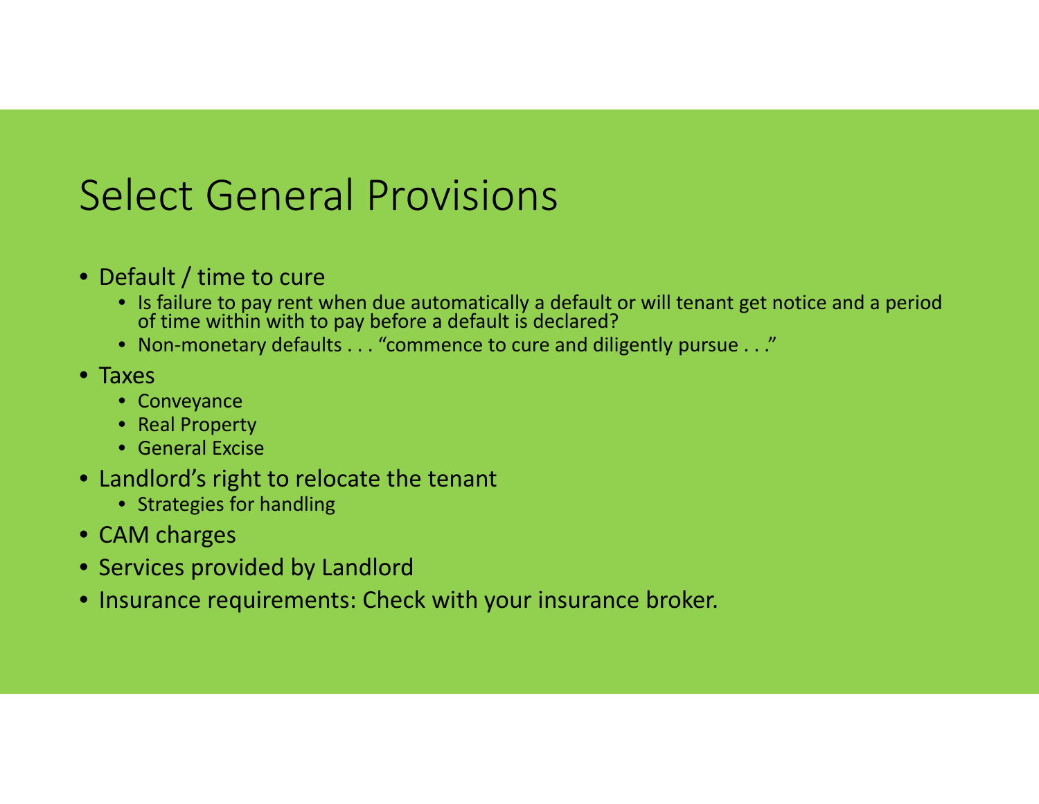# Select General Provisions

- Default / time to cure
  - Is failure to pay rent when due automatically a default or will tenant get notice and a period of time within with to pay before a default is declared?
  - Non-monetary defaults . . . "commence to cure and diligently pursue . . ."
- Taxes
  - Conveyance
  - Real Property
  - General Excise
- Landlord's right to relocate the tenant
  - Strategies for handling
- CAM charges
- Services provided by Landlord
- Insurance requirements: Check with your insurance broker.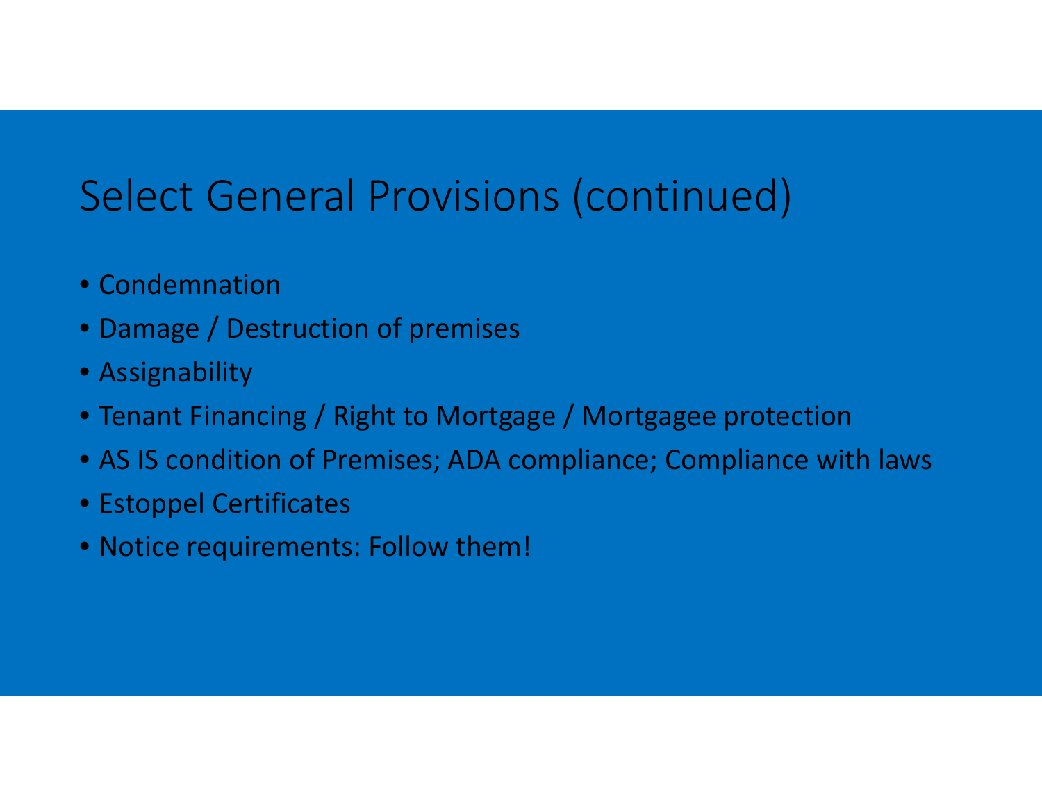# Select General Provisions (continued)

- Condemnation
- Damage / Destruction of premises
- Assignability
- Tenant Financing / Right to Mortgage / Mortgagee protection
- AS IS condition of Premises; ADA compliance; Compliance with laws
- Estoppel Certificates
- Notice requirements: Follow them!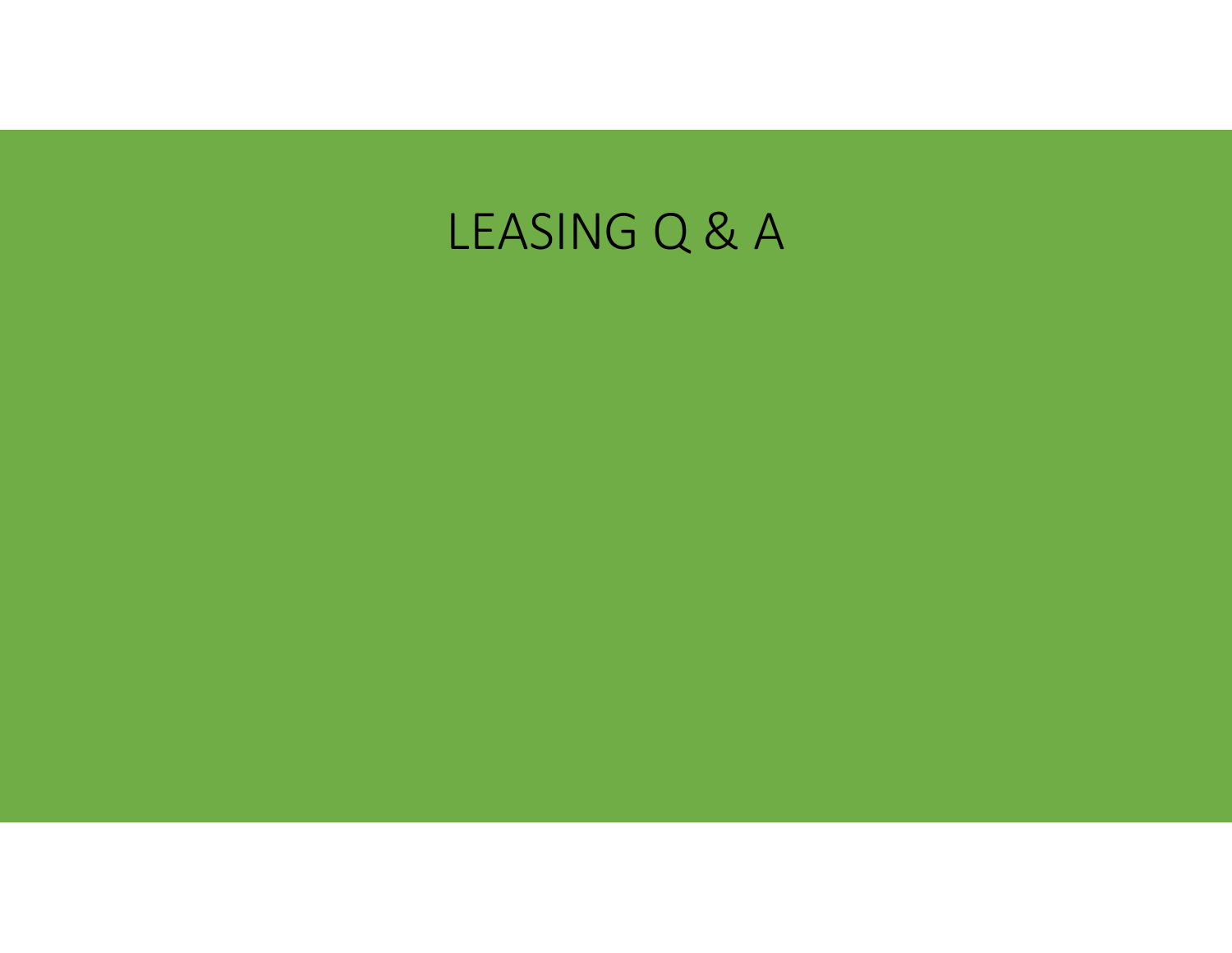# LEASING Q & A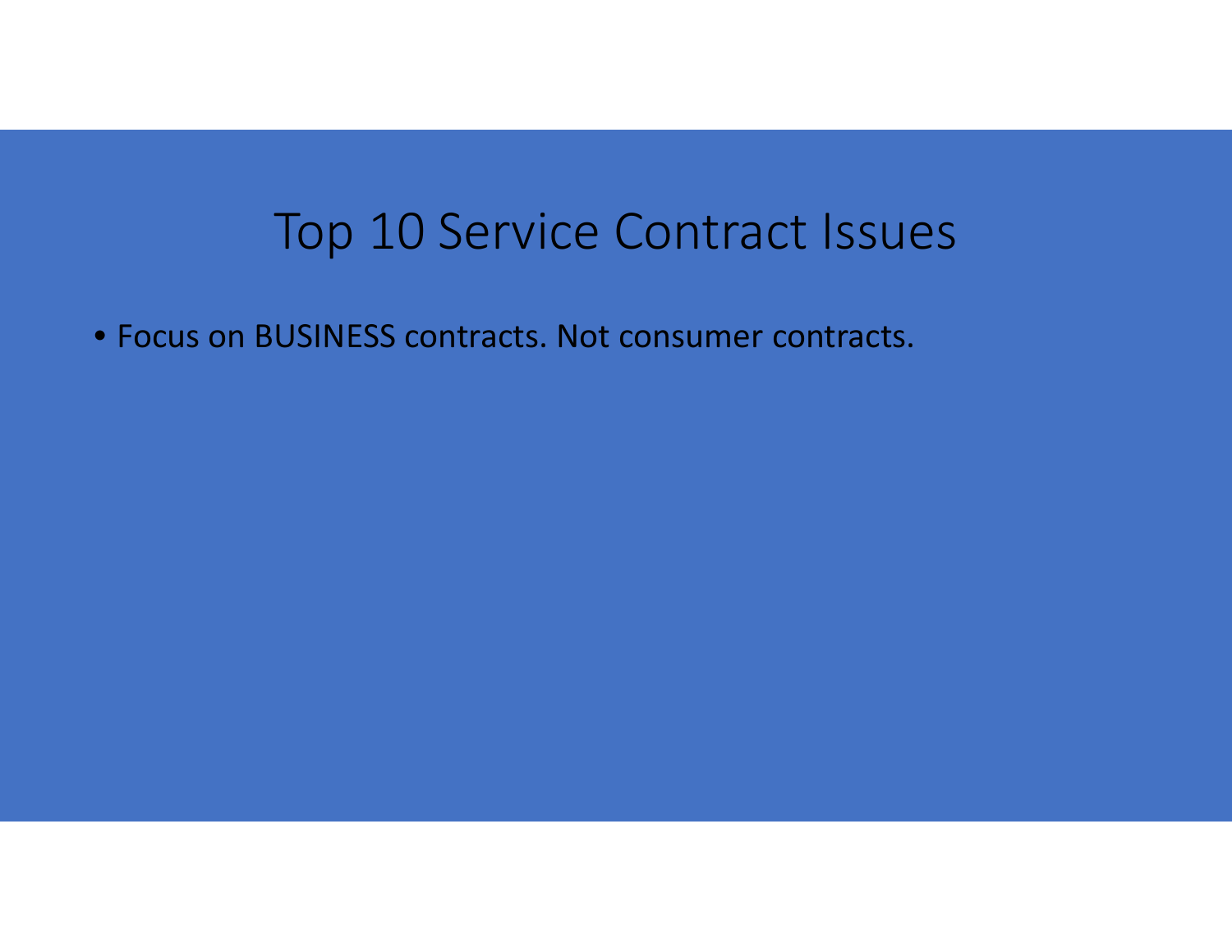# Top 10 Service Contract Issues

- Focus on BUSINESS contracts. Not consumer contracts.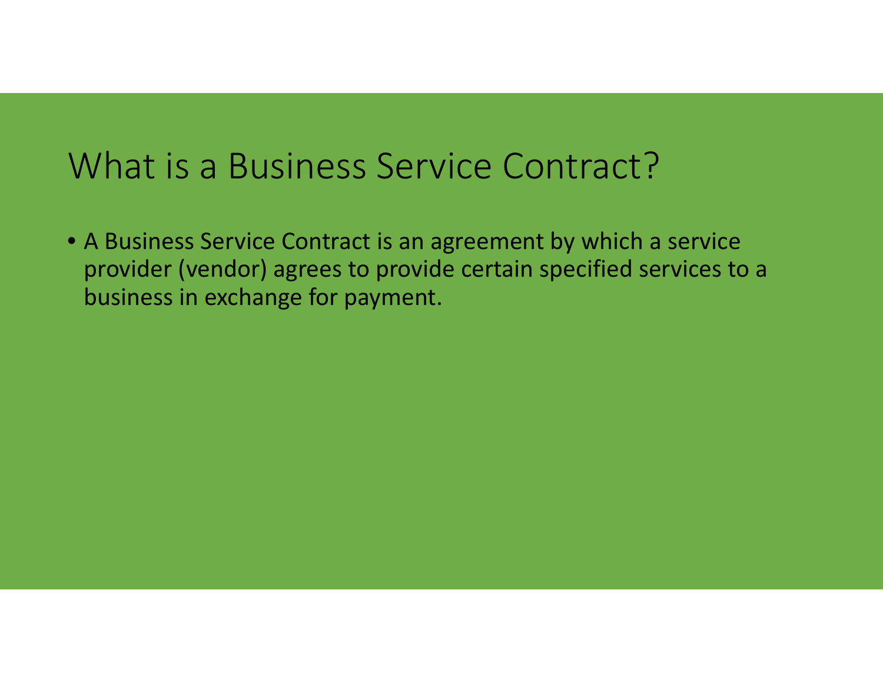# What is a Business Service Contract?

- A Business Service Contract is an agreement by which a service provider (vendor) agrees to provide certain specified services to a business in exchange for payment.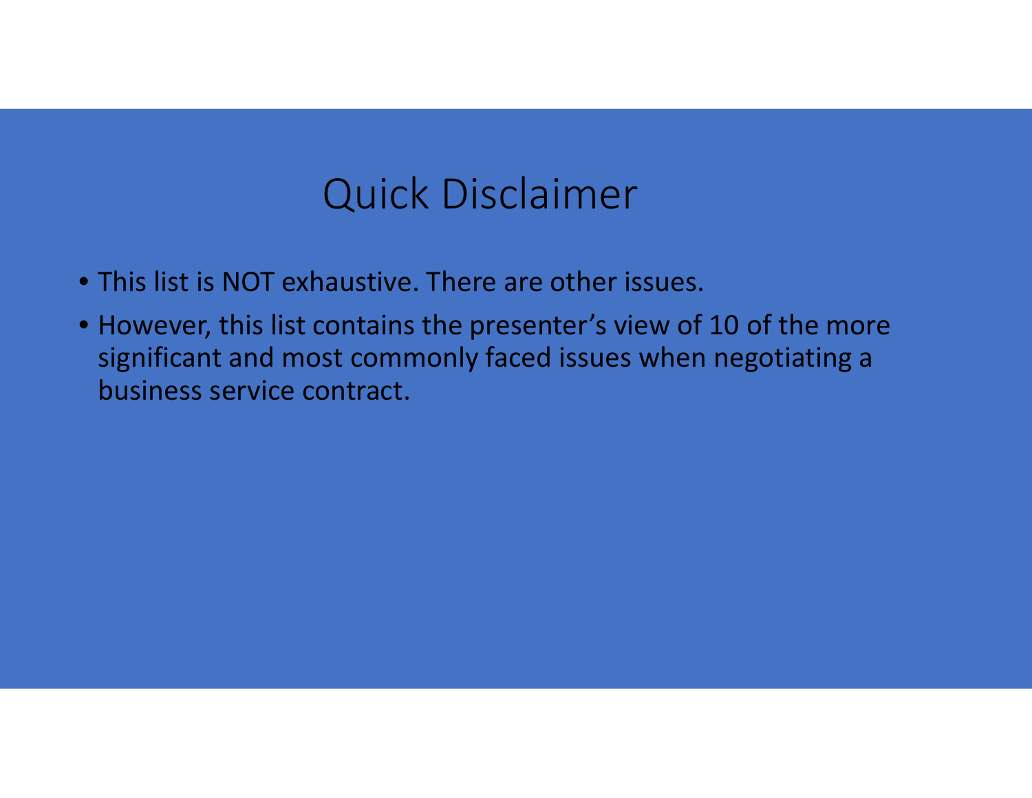# Quick Disclaimer

- This list is NOT exhaustive. There are other issues.
- However, this list contains the presenter's view of 10 of the more significant and most commonly faced issues when negotiating a business service contract.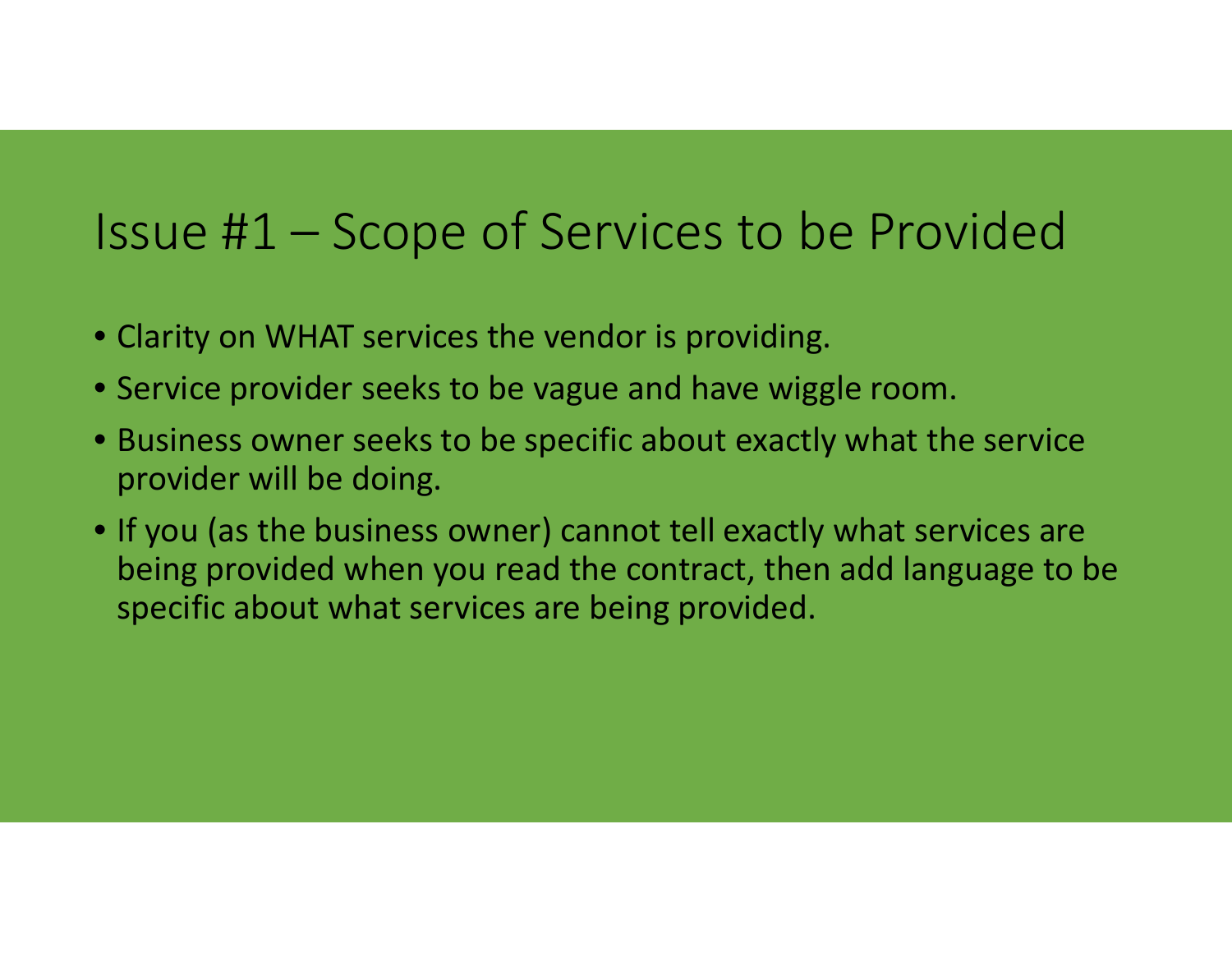# Issue #1 – Scope of Services to be Provided

- Clarity on WHAT services the vendor is providing.
- Service provider seeks to be vague and have wiggle room.
- Business owner seeks to be specific about exactly what the service provider will be doing.
- If you (as the business owner) cannot tell exactly what services are being provided when you read the contract, then add language to be specific about what services are being provided.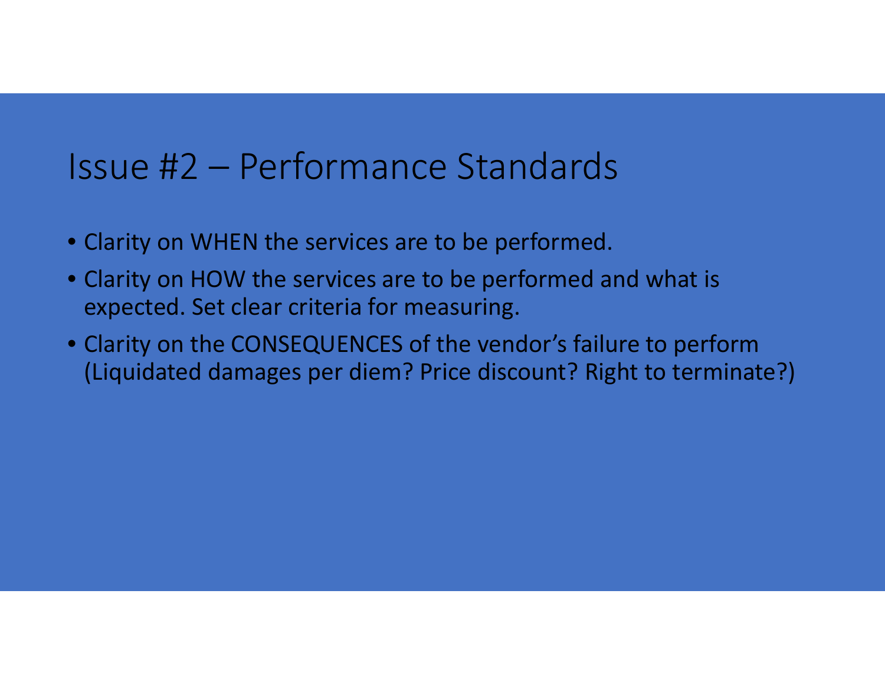# Issue #2 – Performance Standards

- Clarity on WHEN the services are to be performed.
- Clarity on HOW the services are to be performed and what is expected. Set clear criteria for measuring.
- Clarity on the CONSEQUENCES of the vendor's failure to perform (Liquidated damages per diem? Price discount? Right to terminate?)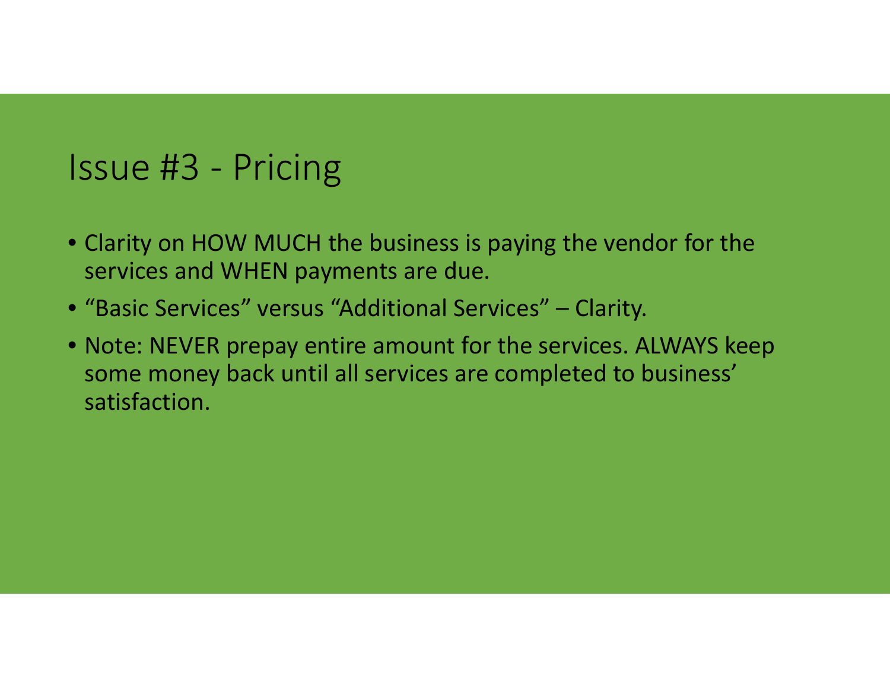# Issue #3 - Pricing

- Clarity on HOW MUCH the business is paying the vendor for the services and WHEN payments are due.
- “Basic Services” versus “Additional Services” – Clarity.
- Note: NEVER prepay entire amount for the services. ALWAYS keep some money back until all services are completed to business' satisfaction.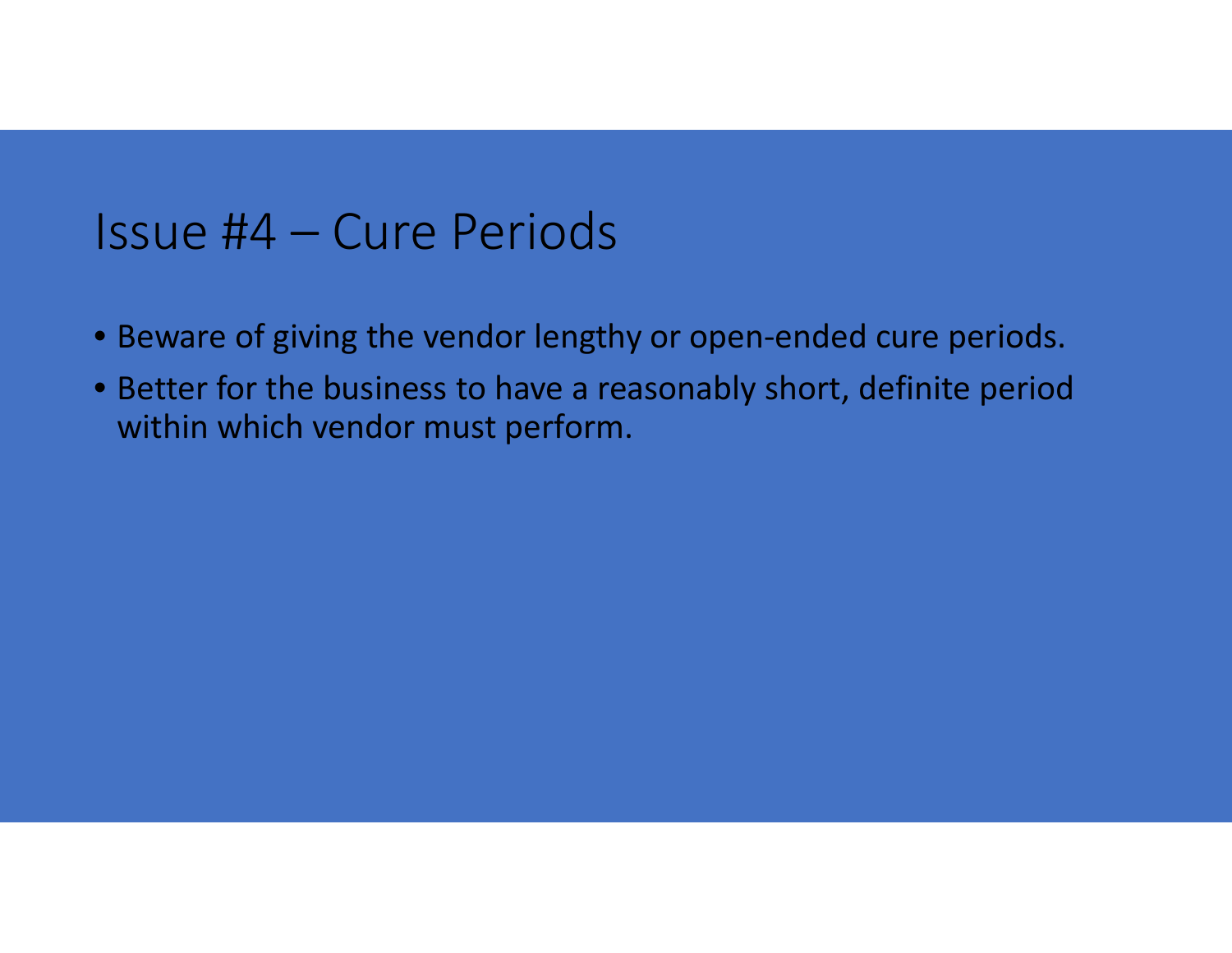# Issue #4 – Cure Periods

- Beware of giving the vendor lengthy or open-ended cure periods.
- Better for the business to have a reasonably short, definite period within which vendor must perform.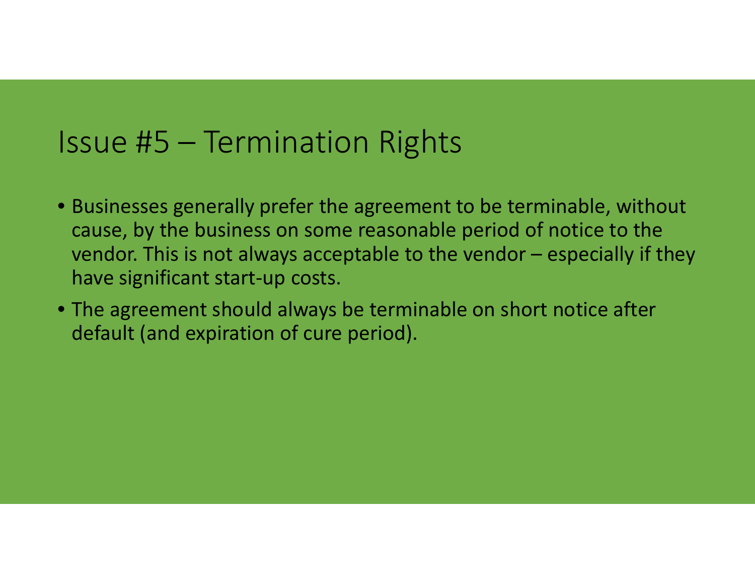# Issue #5 – Termination Rights

- Businesses generally prefer the agreement to be terminable, without cause, by the business on some reasonable period of notice to the vendor. This is not always acceptable to the vendor – especially if they have significant start-up costs.
- The agreement should always be terminable on short notice after default (and expiration of cure period).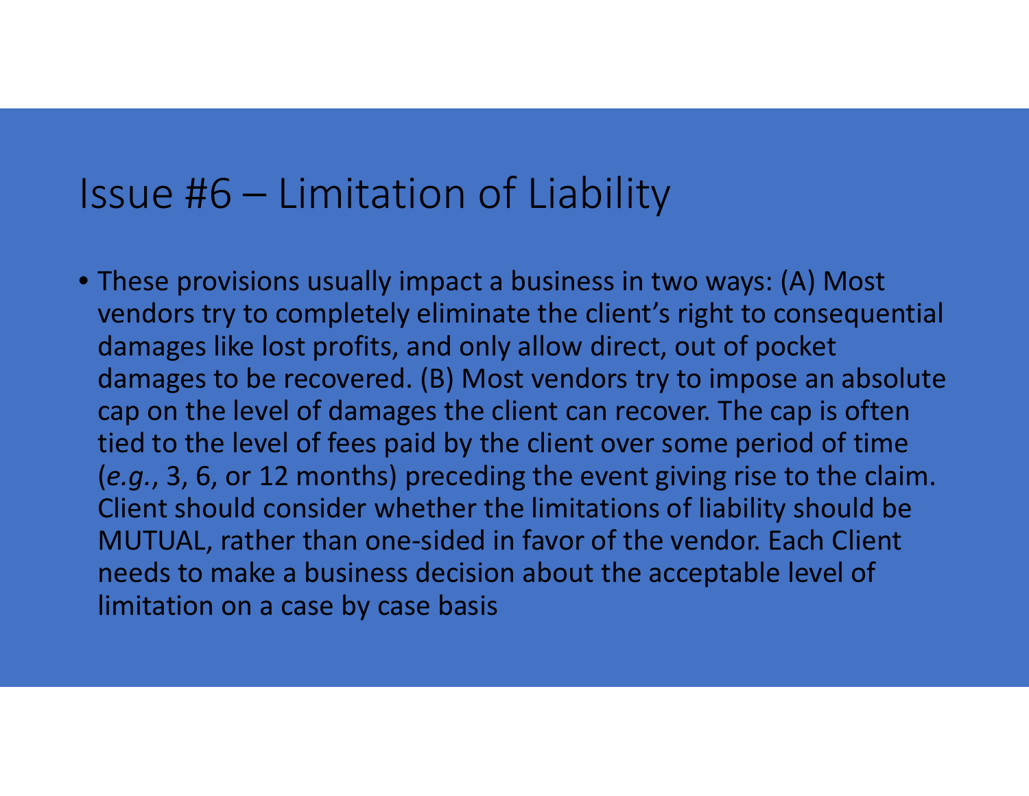# Issue #6 – Limitation of Liability

- These provisions usually impact a business in two ways: (A) Most vendors try to completely eliminate the client's right to consequential damages like lost profits, and only allow direct, out of pocket damages to be recovered. (B) Most vendors try to impose an absolute cap on the level of damages the client can recover. The cap is often tied to the level of fees paid by the client over some period of time (*e.g.*, 3, 6, or 12 months) preceding the event giving rise to the claim. Client should consider whether the limitations of liability should be MUTUAL, rather than one-sided in favor of the vendor. Each Client needs to make a business decision about the acceptable level of limitation on a case by case basis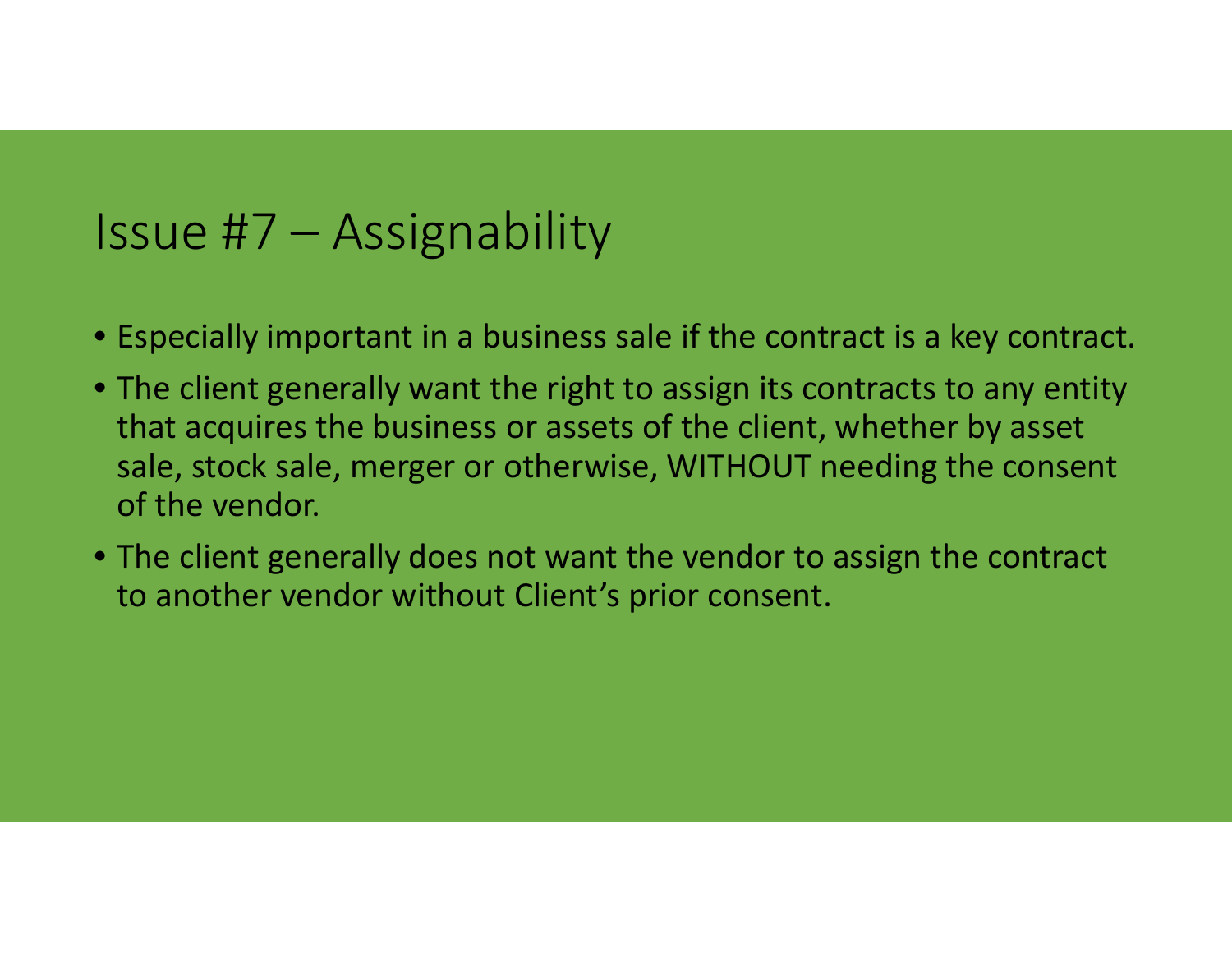# Issue #7 – Assignability

- Especially important in a business sale if the contract is a key contract.
- The client generally want the right to assign its contracts to any entity that acquires the business or assets of the client, whether by asset sale, stock sale, merger or otherwise, WITHOUT needing the consent of the vendor.
- The client generally does not want the vendor to assign the contract to another vendor without Client's prior consent.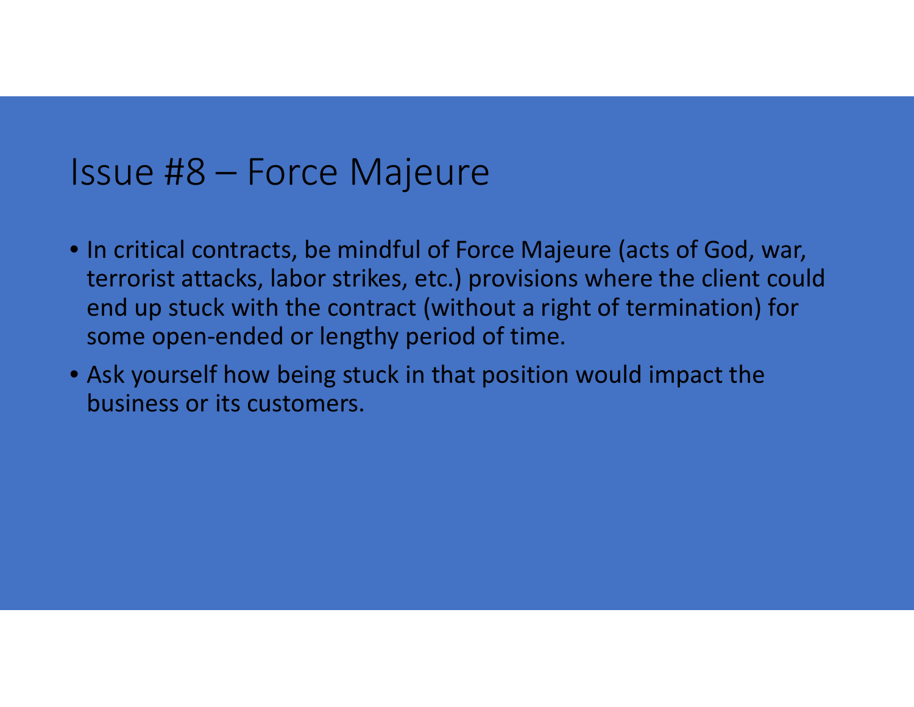# Issue #8 – Force Majeure

- In critical contracts, be mindful of Force Majeure (acts of God, war, terrorist attacks, labor strikes, etc.) provisions where the client could end up stuck with the contract (without a right of termination) for some open-ended or lengthy period of time.
- Ask yourself how being stuck in that position would impact the business or its customers.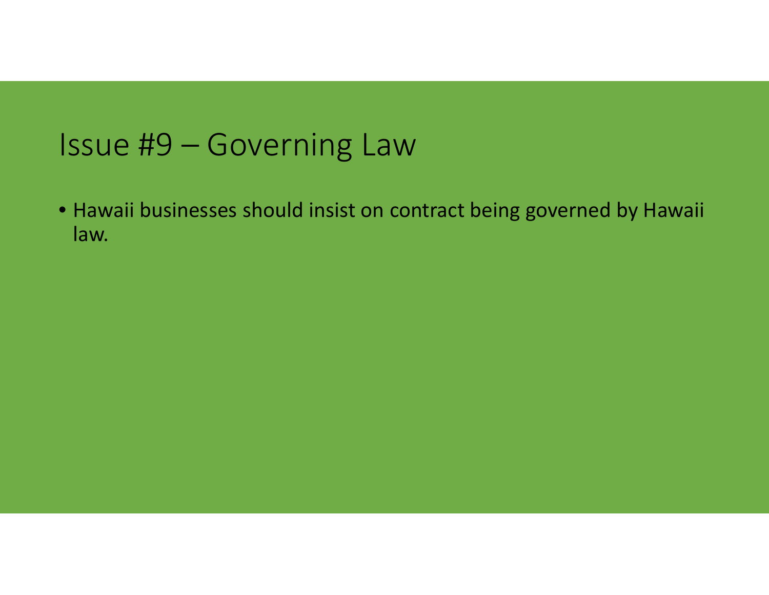# Issue #9 – Governing Law

- Hawaii businesses should insist on contract being governed by Hawaii law.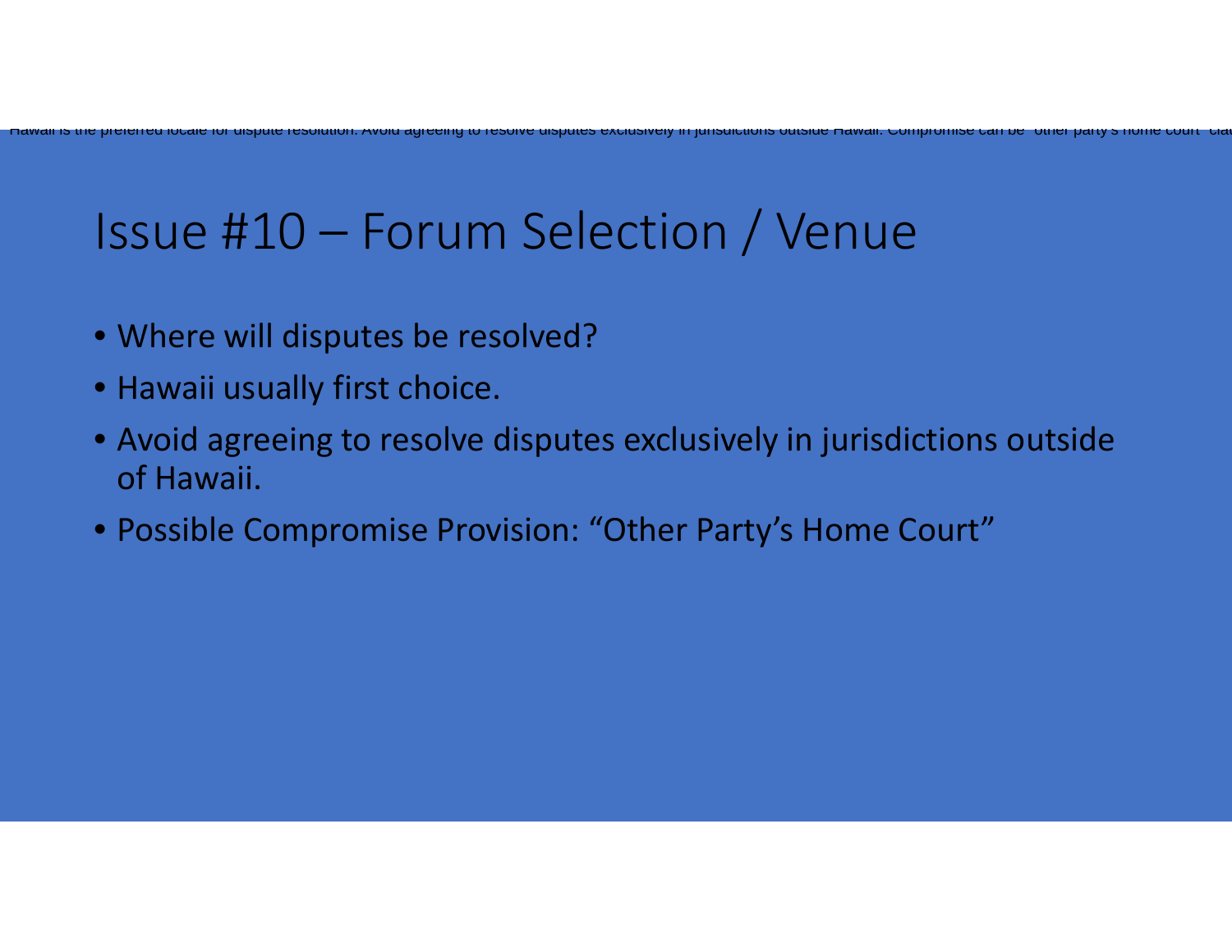Hawaii is the preferred locale for dispute resolution. Avoid agreeing to resolve disputes exclusively in jurisdictions outside Hawaii. Compromise can be "other party's home court" clau

# Issue #10 – Forum Selection / Venue

- Where will disputes be resolved?
- Hawaii usually first choice.
- Avoid agreeing to resolve disputes exclusively in jurisdictions outside of Hawaii.
- Possible Compromise Provision: "Other Party's Home Court"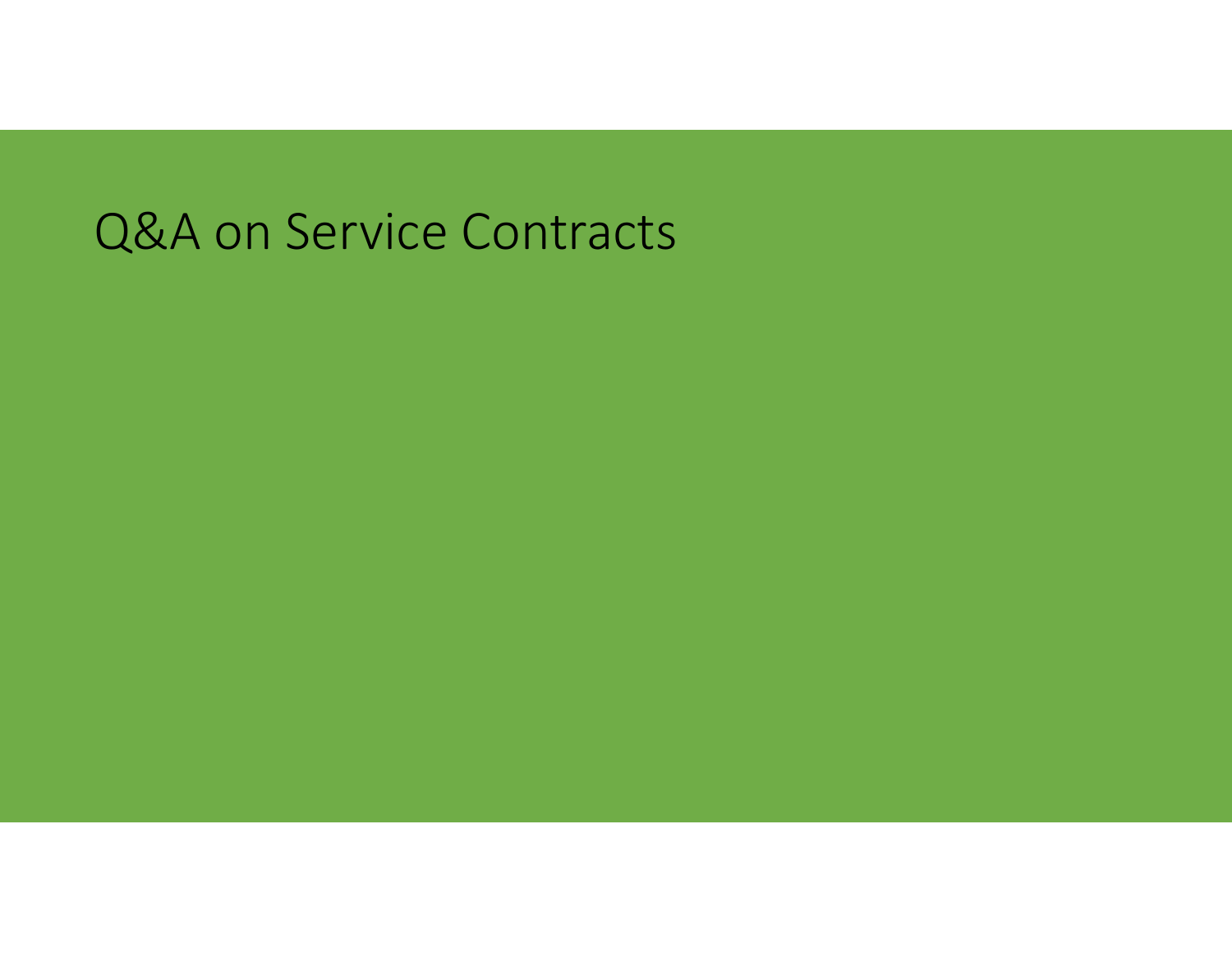# Q&A on Service Contracts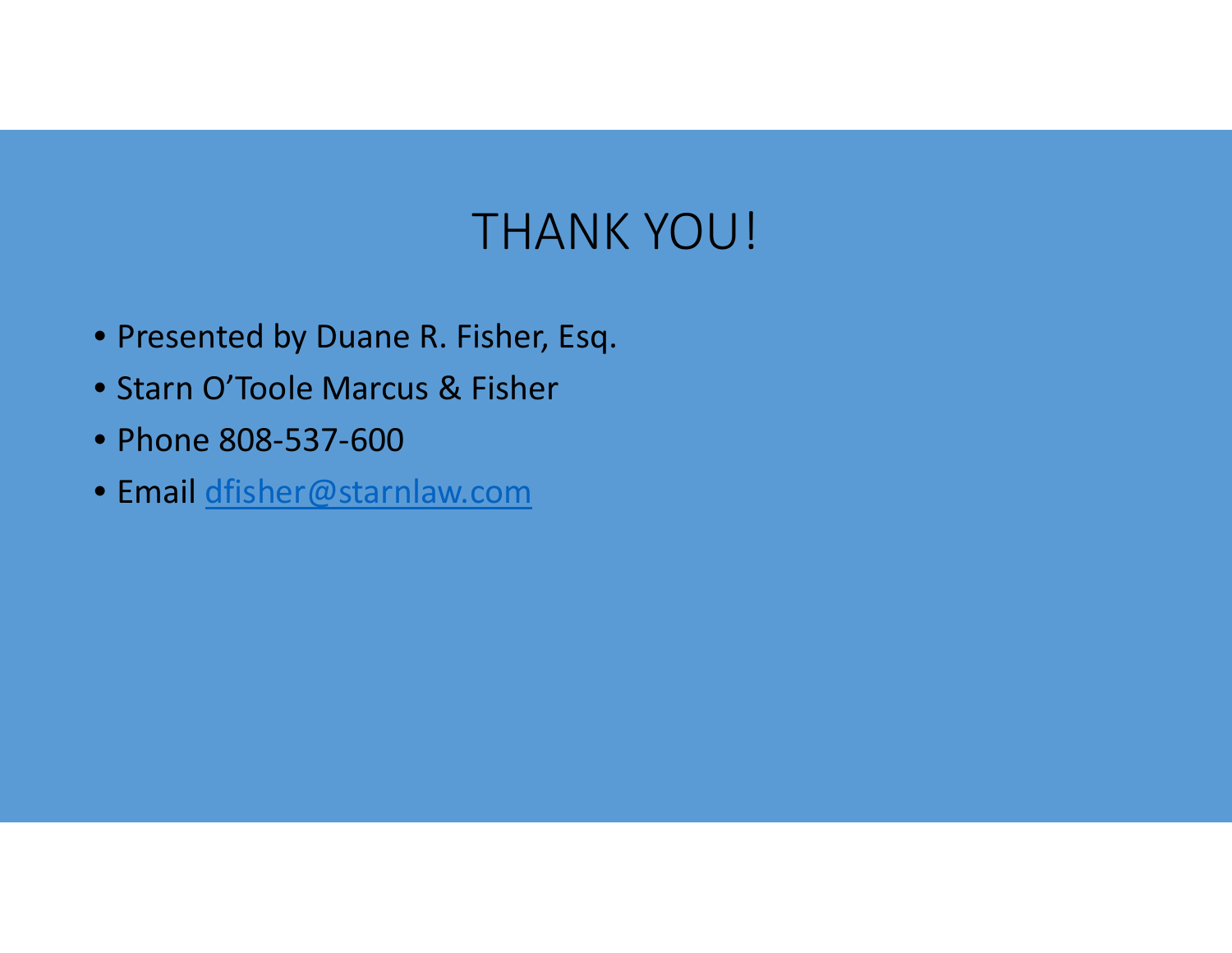# THANK YOU!

- Presented by Duane R. Fisher, Esq.
- Starn O'Toole Marcus & Fisher
- Phone 808-537-600
- Email dfisher@starnlaw.com